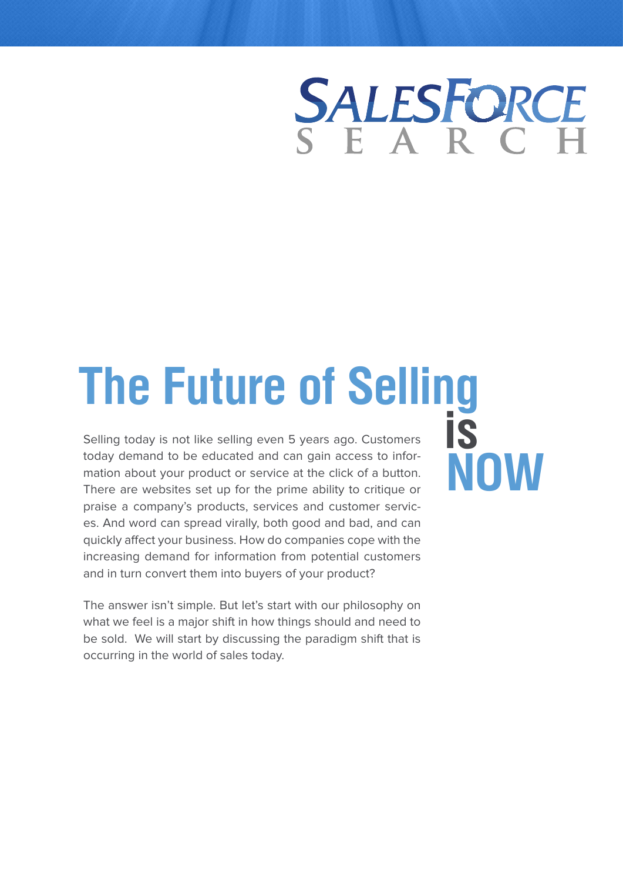SALESFORCE SEARCH

# The Future of Selling is NOW

Selling today is not like selling even 5 years ago. Customers today demand to be educated and can gain access to information about your product or service at the click of a button. There are websites set up for the prime ability to critique or praise a company's products, services and customer services. And word can spread virally, both good and bad, and can quickly affect your business. How do companies cope with the increasing demand for information from potential customers and in turn convert them into buyers of your product?

The answer isn't simple. But let's start with our philosophy on what we feel is a major shift in how things should and need to be sold. We will start by discussing the paradigm shift that is occurring in the world of sales today.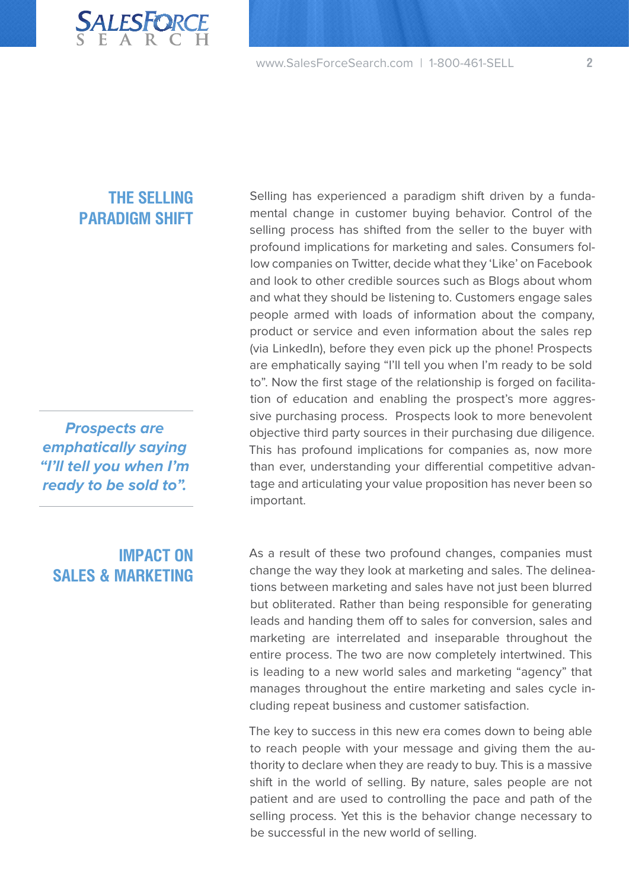## THE SELLING PARADIGM SHIFT

Selling has experienced a paradigm shift driven by a fundamental change in customer buying behavior. Control of the selling process has shifted from the seller to the buyer with profound implications for marketing and sales. Consumers follow companies on Twitter, decide what they 'Like' on Facebook and look to other credible sources such as Blogs about whom and what they should be listening to. Customers engage sales people armed with loads of information about the company, product or service and even information about the sales rep (via LinkedIn), before they even pick up the phone! Prospects are emphatically saying "I'll tell you when I'm ready to be sold to". Now the first stage of the relationship is forged on facilitation of education and enabling the prospect's more aggressive purchasing process. Prospects look to more benevolent objective third party sources in their purchasing due diligence. This has profound implications for companies as, now more than ever, understanding your differential competitive advantage and articulating your value proposition has never been so important.

> ***Prospects are emphatically saying "I'll tell you when I'm ready to be sold to".***

## IMPACT ON SALES & MARKETING

As a result of these two profound changes, companies must change the way they look at marketing and sales. The delineations between marketing and sales have not just been blurred but obliterated. Rather than being responsible for generating leads and handing them off to sales for conversion, sales and marketing are interrelated and inseparable throughout the entire process. The two are now completely intertwined. This is leading to a new world sales and marketing "agency" that manages throughout the entire marketing and sales cycle including repeat business and customer satisfaction.

The key to success in this new era comes down to being able to reach people with your message and giving them the authority to declare when they are ready to buy. This is a massive shift in the world of selling. By nature, sales people are not patient and are used to controlling the pace and path of the selling process. Yet this is the behavior change necessary to be successful in the new world of selling.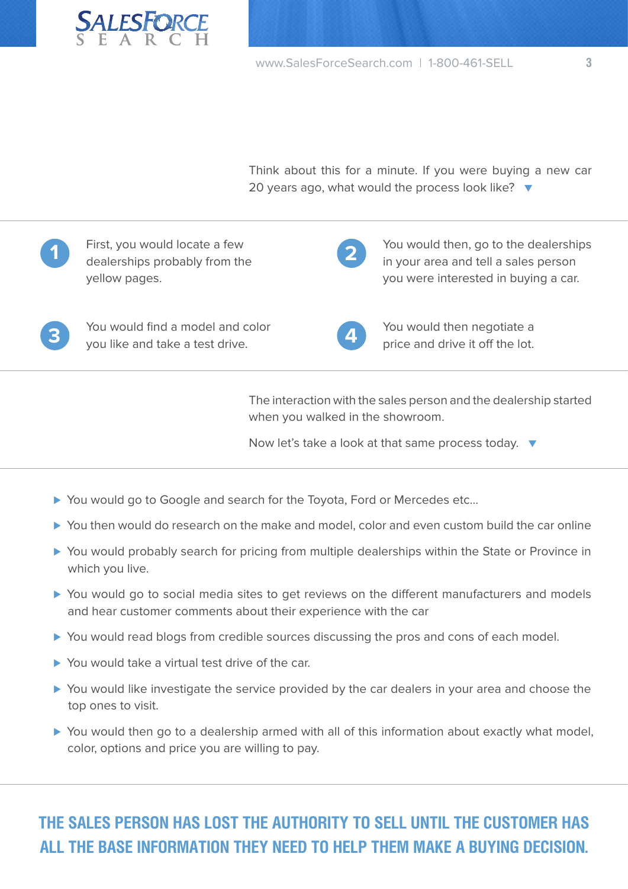Think about this for a minute. If you were buying a new car 20 years ago, what would the process look like?

1. First, you would locate a few dealerships probably from the yellow pages.
2. You would then, go to the dealerships in your area and tell a sales person you were interested in buying a car.
3. You would find a model and color you like and take a test drive.
4. You would then negotiate a price and drive it off the lot.

The interaction with the sales person and the dealership started when you walked in the showroom.

Now let's take a look at that same process today.

- You would go to Google and search for the Toyota, Ford or Mercedes etc...
- You then would do research on the make and model, color and even custom build the car online
- You would probably search for pricing from multiple dealerships within the State or Province in which you live.
- You would go to social media sites to get reviews on the different manufacturers and models and hear customer comments about their experience with the car
- You would read blogs from credible sources discussing the pros and cons of each model.
- You would take a virtual test drive of the car.
- You would like investigate the service provided by the car dealers in your area and choose the top ones to visit.
- You would then go to a dealership armed with all of this information about exactly what model, color, options and price you are willing to pay.

## THE SALES PERSON HAS LOST THE AUTHORITY TO SELL UNTIL THE CUSTOMER HAS ALL THE BASE INFORMATION THEY NEED TO HELP THEM MAKE A BUYING DECISION.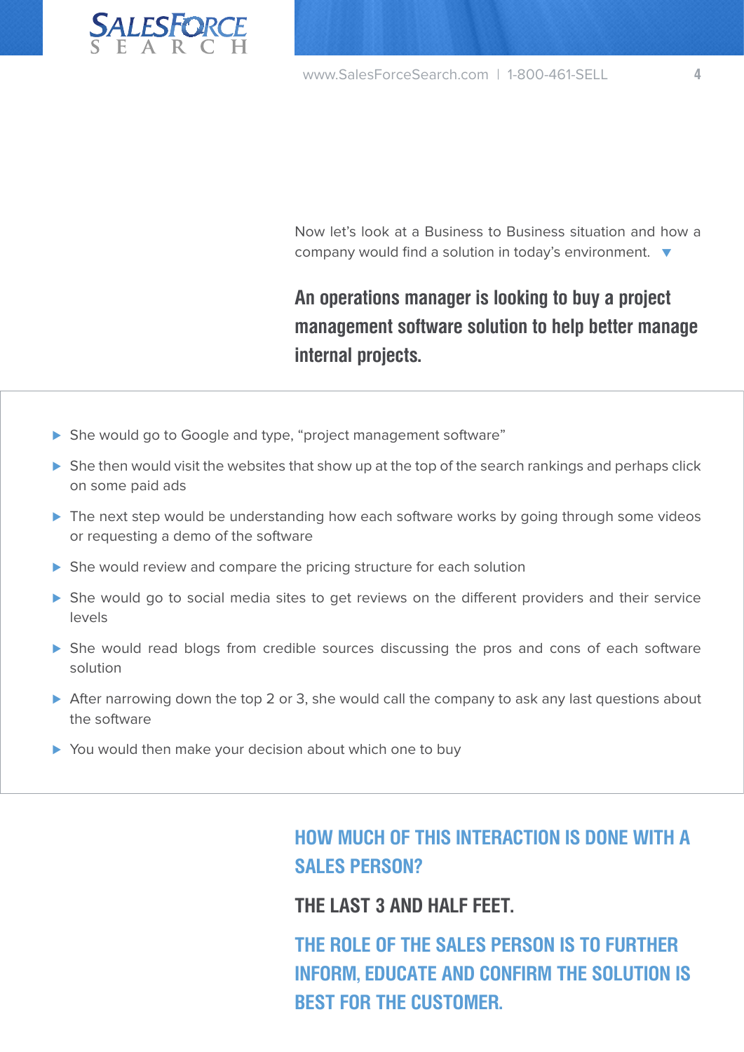Now let's look at a Business to Business situation and how a company would find a solution in today's environment. ▼

**An operations manager is looking to buy a project management software solution to help better manage internal projects.**

- She would go to Google and type, "project management software"
- She then would visit the websites that show up at the top of the search rankings and perhaps click on some paid ads
- The next step would be understanding how each software works by going through some videos or requesting a demo of the software
- She would review and compare the pricing structure for each solution
- She would go to social media sites to get reviews on the different providers and their service levels
- She would read blogs from credible sources discussing the pros and cons of each software solution
- After narrowing down the top 2 or 3, she would call the company to ask any last questions about the software
- You would then make your decision about which one to buy

## HOW MUCH OF THIS INTERACTION IS DONE WITH A SALES PERSON?

**THE LAST 3 AND HALF FEET.**

## THE ROLE OF THE SALES PERSON IS TO FURTHER INFORM, EDUCATE AND CONFIRM THE SOLUTION IS BEST FOR THE CUSTOMER.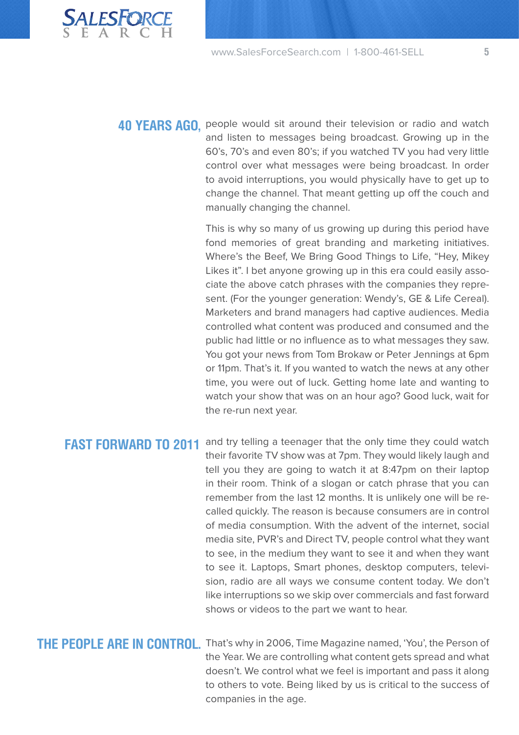**40 YEARS AGO,** people would sit around their television or radio and watch and listen to messages being broadcast. Growing up in the 60's, 70's and even 80's; if you watched TV you had very little control over what messages were being broadcast. In order to avoid interruptions, you would physically have to get up to change the channel. That meant getting up off the couch and manually changing the channel.

This is why so many of us growing up during this period have fond memories of great branding and marketing initiatives. Where's the Beef, We Bring Good Things to Life, "Hey, Mikey Likes it". I bet anyone growing up in this era could easily associate the above catch phrases with the companies they represent. (For the younger generation: Wendy's, GE & Life Cereal). Marketers and brand managers had captive audiences. Media controlled what content was produced and consumed and the public had little or no influence as to what messages they saw. You got your news from Tom Brokaw or Peter Jennings at 6pm or 11pm. That's it. If you wanted to watch the news at any other time, you were out of luck. Getting home late and wanting to watch your show that was on an hour ago? Good luck, wait for the re-run next year.

**FAST FORWARD TO 2011** and try telling a teenager that the only time they could watch their favorite TV show was at 7pm. They would likely laugh and tell you they are going to watch it at 8:47pm on their laptop in their room. Think of a slogan or catch phrase that you can remember from the last 12 months. It is unlikely one will be recalled quickly. The reason is because consumers are in control of media consumption. With the advent of the internet, social media site, PVR's and Direct TV, people control what they want to see, in the medium they want to see it and when they want to see it. Laptops, Smart phones, desktop computers, television, radio are all ways we consume content today. We don't like interruptions so we skip over commercials and fast forward shows or videos to the part we want to hear.

**THE PEOPLE ARE IN CONTROL.** That's why in 2006, Time Magazine named, 'You', the Person of the Year. We are controlling what content gets spread and what doesn't. We control what we feel is important and pass it along to others to vote. Being liked by us is critical to the success of companies in the age.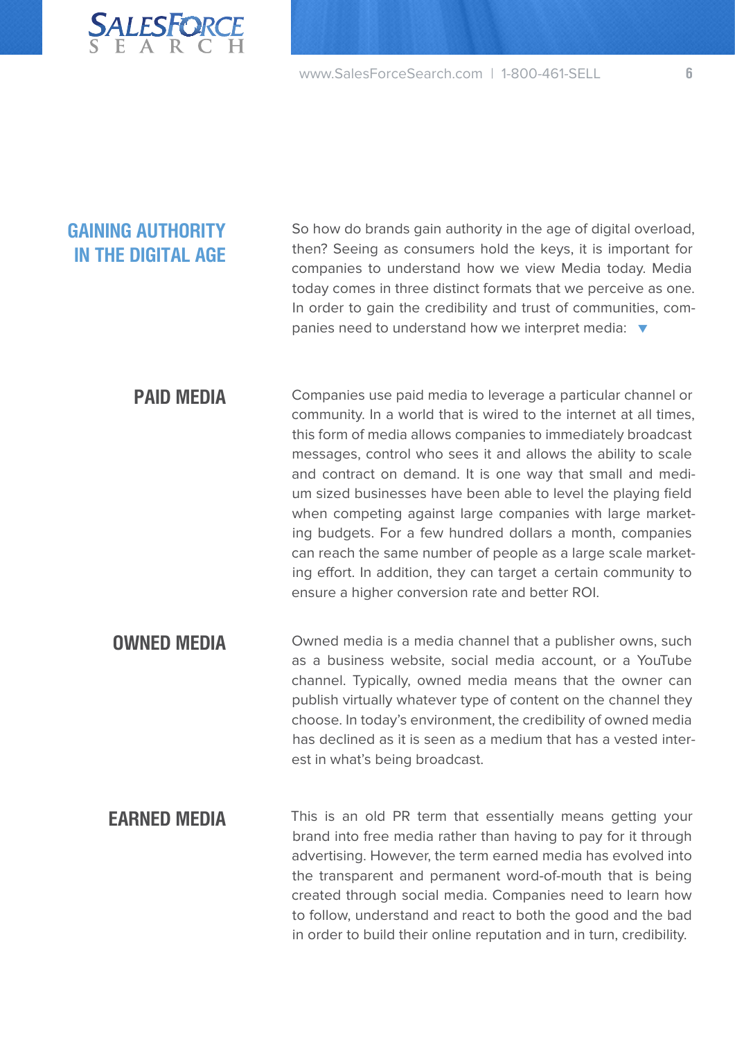## GAINING AUTHORITY IN THE DIGITAL AGE

So how do brands gain authority in the age of digital overload, then? Seeing as consumers hold the keys, it is important for companies to understand how we view Media today. Media today comes in three distinct formats that we perceive as one. In order to gain the credibility and trust of communities, companies need to understand how we interpret media: ▼

### PAID MEDIA

Companies use paid media to leverage a particular channel or community. In a world that is wired to the internet at all times, this form of media allows companies to immediately broadcast messages, control who sees it and allows the ability to scale and contract on demand. It is one way that small and medium sized businesses have been able to level the playing field when competing against large companies with large marketing budgets. For a few hundred dollars a month, companies can reach the same number of people as a large scale marketing effort. In addition, they can target a certain community to ensure a higher conversion rate and better ROI.

### OWNED MEDIA

Owned media is a media channel that a publisher owns, such as a business website, social media account, or a YouTube channel. Typically, owned media means that the owner can publish virtually whatever type of content on the channel they choose. In today's environment, the credibility of owned media has declined as it is seen as a medium that has a vested interest in what's being broadcast.

### EARNED MEDIA

This is an old PR term that essentially means getting your brand into free media rather than having to pay for it through advertising. However, the term earned media has evolved into the transparent and permanent word-of-mouth that is being created through social media. Companies need to learn how to follow, understand and react to both the good and the bad in order to build their online reputation and in turn, credibility.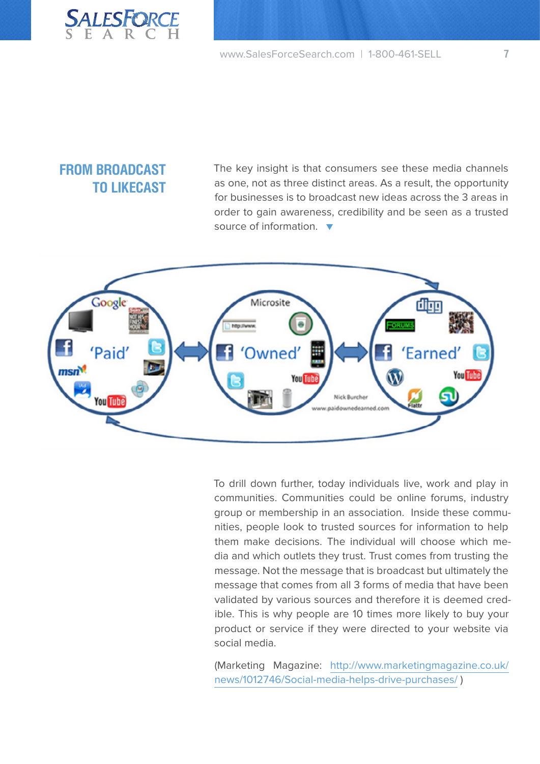## FROM BROADCAST TO LIKECAST

The key insight is that consumers see these media channels as one, not as three distinct areas. As a result, the opportunity for businesses is to broadcast new ideas across the 3 areas in order to gain awareness, credibility and be seen as a trusted source of information. ▼

'Paid'

'Owned'

'Earned'

Nick Burcher
www.paidownedearned.com

To drill down further, today individuals live, work and play in communities. Communities could be online forums, industry group or membership in an association. Inside these communities, people look to trusted sources for information to help them make decisions. The individual will choose which media and which outlets they trust. Trust comes from trusting the message. Not the message that is broadcast but ultimately the message that comes from all 3 forms of media that have been validated by various sources and therefore it is deemed credible. This is why people are 10 times more likely to buy your product or service if they were directed to your website via social media.

(Marketing Magazine: http://www.marketingmagazine.co.uk/news/1012746/Social-media-helps-drive-purchases/ )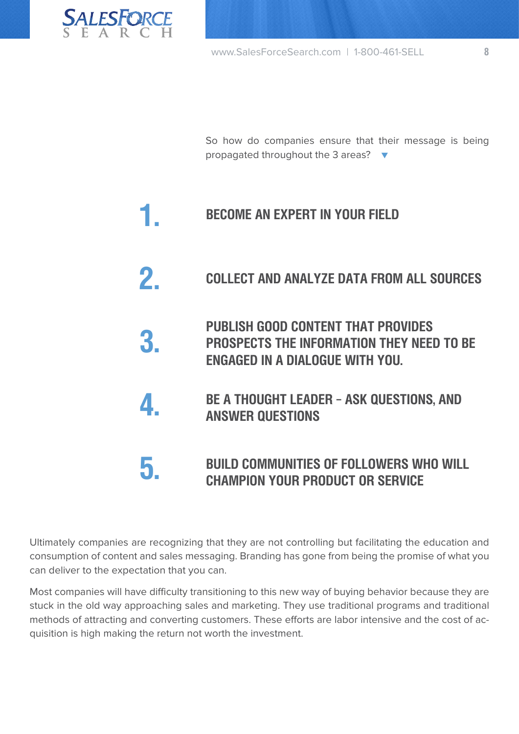So how do companies ensure that their message is being propagated throughout the 3 areas?

1. **BECOME AN EXPERT IN YOUR FIELD**

2. **COLLECT AND ANALYZE DATA FROM ALL SOURCES**

3. **PUBLISH GOOD CONTENT THAT PROVIDES PROSPECTS THE INFORMATION THEY NEED TO BE ENGAGED IN A DIALOGUE WITH YOU.**

4. **BE A THOUGHT LEADER – ASK QUESTIONS, AND ANSWER QUESTIONS**

5. **BUILD COMMUNITIES OF FOLLOWERS WHO WILL CHAMPION YOUR PRODUCT OR SERVICE**

Ultimately companies are recognizing that they are not controlling but facilitating the education and consumption of content and sales messaging. Branding has gone from being the promise of what you can deliver to the expectation that you can.

Most companies will have difficulty transitioning to this new way of buying behavior because they are stuck in the old way approaching sales and marketing. They use traditional programs and traditional methods of attracting and converting customers. These efforts are labor intensive and the cost of acquisition is high making the return not worth the investment.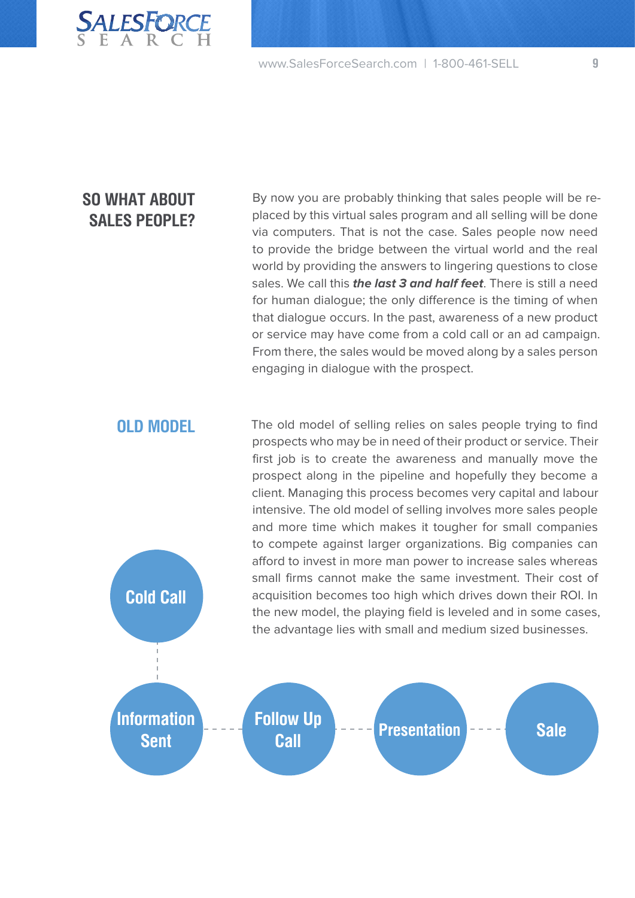## SO WHAT ABOUT SALES PEOPLE?

By now you are probably thinking that sales people will be replaced by this virtual sales program and all selling will be done via computers. That is not the case. Sales people now need to provide the bridge between the virtual world and the real world by providing the answers to lingering questions to close sales. We call this ***the last 3 and half feet***. There is still a need for human dialogue; the only difference is the timing of when that dialogue occurs. In the past, awareness of a new product or service may have come from a cold call or an ad campaign. From there, the sales would be moved along by a sales person engaging in dialogue with the prospect.

## OLD MODEL

The old model of selling relies on sales people trying to find prospects who may be in need of their product or service. Their first job is to create the awareness and manually move the prospect along in the pipeline and hopefully they become a client. Managing this process becomes very capital and labour intensive. The old model of selling involves more sales people and more time which makes it tougher for small companies to compete against larger organizations. Big companies can afford to invest in more man power to increase sales whereas small firms cannot make the same investment. Their cost of acquisition becomes too high which drives down their ROI. In the new model, the playing field is leveled and in some cases, the advantage lies with small and medium sized businesses.

Cold Call

Information Sent

Follow Up Call

Presentation

Sale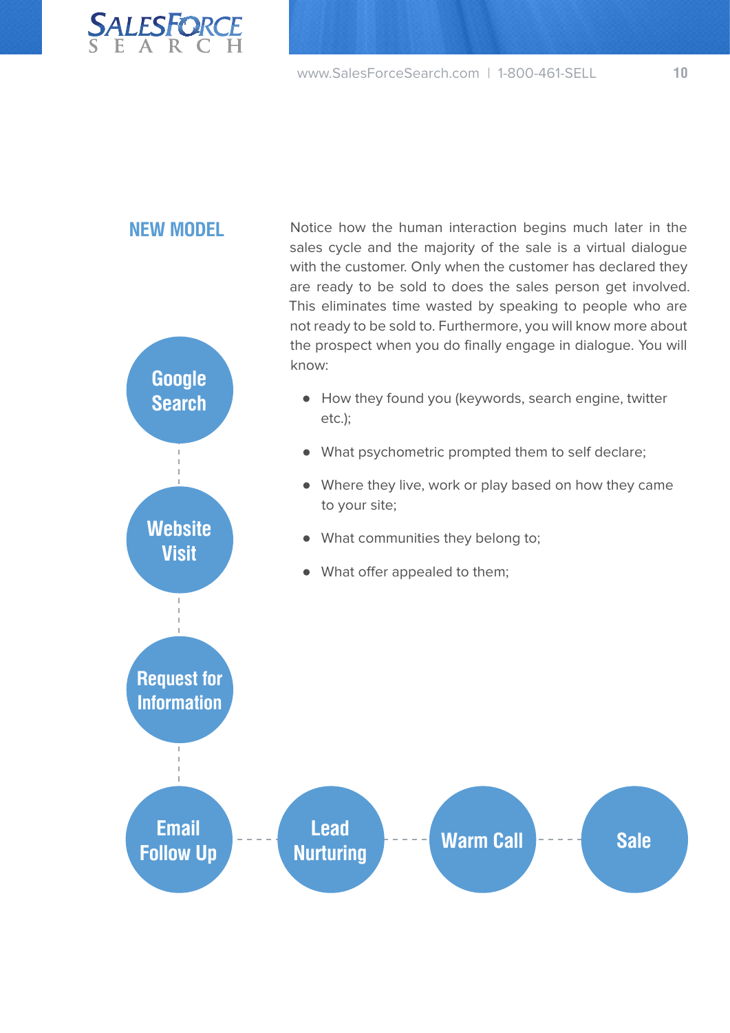## NEW MODEL

Notice how the human interaction begins much later in the sales cycle and the majority of the sale is a virtual dialogue with the customer. Only when the customer has declared they are ready to be sold to does the sales person get involved. This eliminates time wasted by speaking to people who are not ready to be sold to. Furthermore, you will know more about the prospect when you do finally engage in dialogue. You will know:

- How they found you (keywords, search engine, twitter etc.);
- What psychometric prompted them to self declare;
- Where they live, work or play based on how they came to your site;
- What communities they belong to;
- What offer appealed to them;

Google Search

Website Visit

Request for Information

Email Follow Up

Lead Nurturing

Warm Call

Sale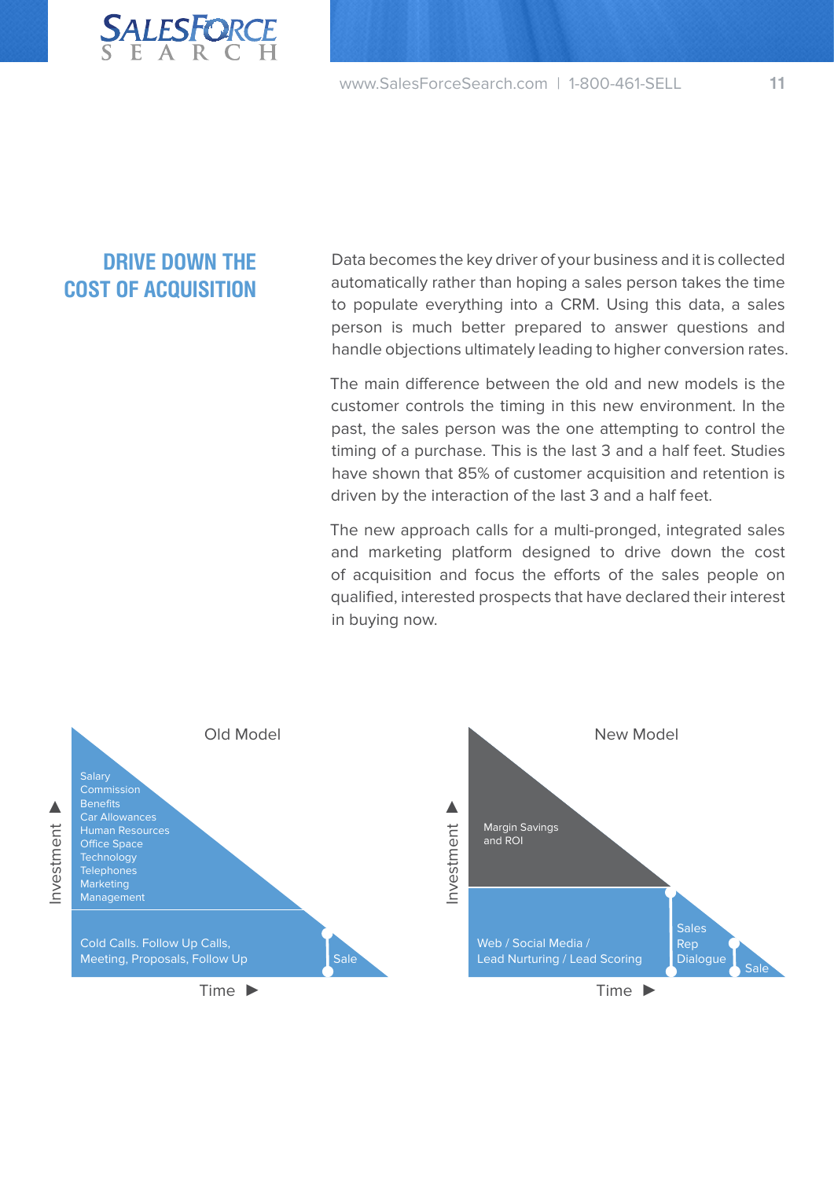## DRIVE DOWN THE COST OF ACQUISITION

Data becomes the key driver of your business and it is collected automatically rather than hoping a sales person takes the time to populate everything into a CRM. Using this data, a sales person is much better prepared to answer questions and handle objections ultimately leading to higher conversion rates.

The main difference between the old and new models is the customer controls the timing in this new environment. In the past, the sales person was the one attempting to control the timing of a purchase. This is the last 3 and a half feet. Studies have shown that 85% of customer acquisition and retention is driven by the interaction of the last 3 and a half feet.

The new approach calls for a multi-pronged, integrated sales and marketing platform designed to drive down the cost of acquisition and focus the efforts of the sales people on qualified, interested prospects that have declared their interest in buying now.

Old Model

Salary
Commission
Benefits
Car Allowances
Human Resources
Office Space
Technology
Telephones
Marketing
Management

Cold Calls. Follow Up Calls, Meeting, Proposals, Follow Up

Sale

Investment

Time

New Model

Margin Savings and ROI

Web / Social Media / Lead Nurturing / Lead Scoring

Sales Rep Dialogue

Sale

Investment

Time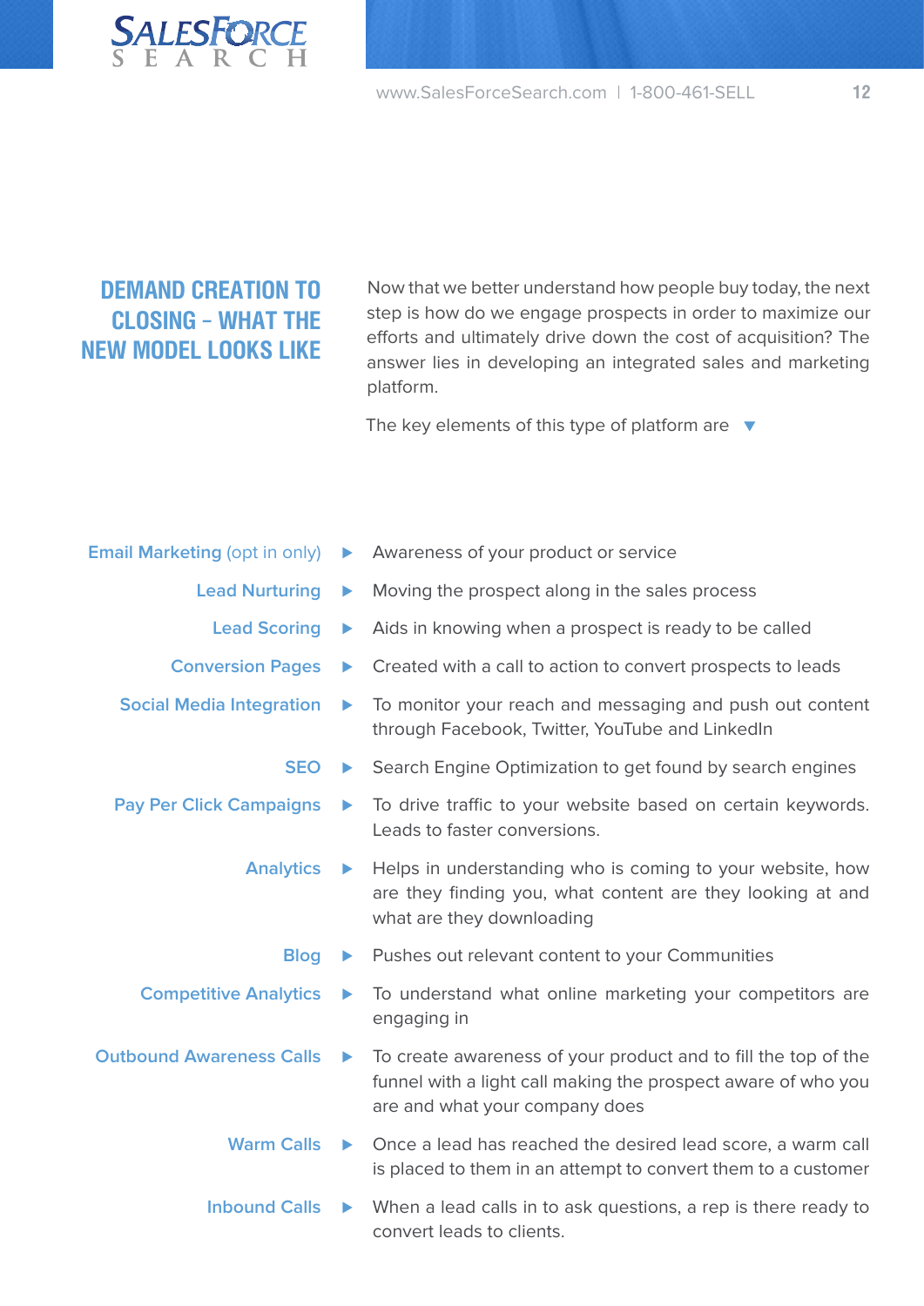## DEMAND CREATION TO CLOSING – WHAT THE NEW MODEL LOOKS LIKE

Now that we better understand how people buy today, the next step is how do we engage prospects in order to maximize our efforts and ultimately drive down the cost of acquisition? The answer lies in developing an integrated sales and marketing platform.

The key elements of this type of platform are ▼

- **Email Marketing** (opt in only) ▶ Awareness of your product or service
- **Lead Nurturing** ▶ Moving the prospect along in the sales process
- **Lead Scoring** ▶ Aids in knowing when a prospect is ready to be called
- **Conversion Pages** ▶ Created with a call to action to convert prospects to leads
- **Social Media Integration** ▶ To monitor your reach and messaging and push out content through Facebook, Twitter, YouTube and LinkedIn
- **SEO** ▶ Search Engine Optimization to get found by search engines
- **Pay Per Click Campaigns** ▶ To drive traffic to your website based on certain keywords. Leads to faster conversions.
- **Analytics** ▶ Helps in understanding who is coming to your website, how are they finding you, what content are they looking at and what are they downloading
- **Blog** ▶ Pushes out relevant content to your Communities
- **Competitive Analytics** ▶ To understand what online marketing your competitors are engaging in
- **Outbound Awareness Calls** ▶ To create awareness of your product and to fill the top of the funnel with a light call making the prospect aware of who you are and what your company does
- **Warm Calls** ▶ Once a lead has reached the desired lead score, a warm call is placed to them in an attempt to convert them to a customer
- **Inbound Calls** ▶ When a lead calls in to ask questions, a rep is there ready to convert leads to clients.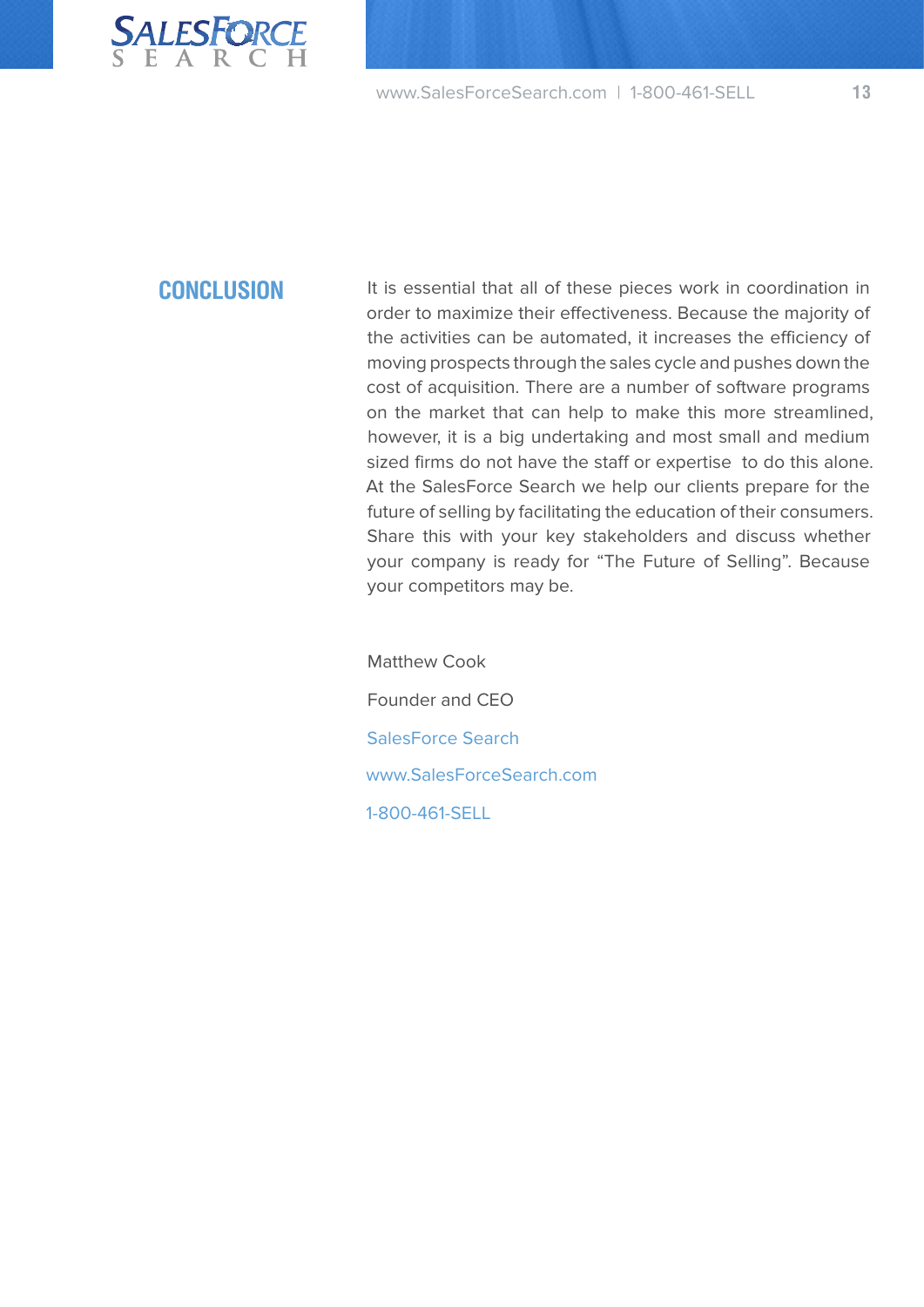## CONCLUSION

It is essential that all of these pieces work in coordination in order to maximize their effectiveness. Because the majority of the activities can be automated, it increases the efficiency of moving prospects through the sales cycle and pushes down the cost of acquisition. There are a number of software programs on the market that can help to make this more streamlined, however, it is a big undertaking and most small and medium sized firms do not have the staff or expertise to do this alone. At the SalesForce Search we help our clients prepare for the future of selling by facilitating the education of their consumers. Share this with your key stakeholders and discuss whether your company is ready for "The Future of Selling". Because your competitors may be.

Matthew Cook

Founder and CEO

SalesForce Search

www.SalesForceSearch.com

1-800-461-SELL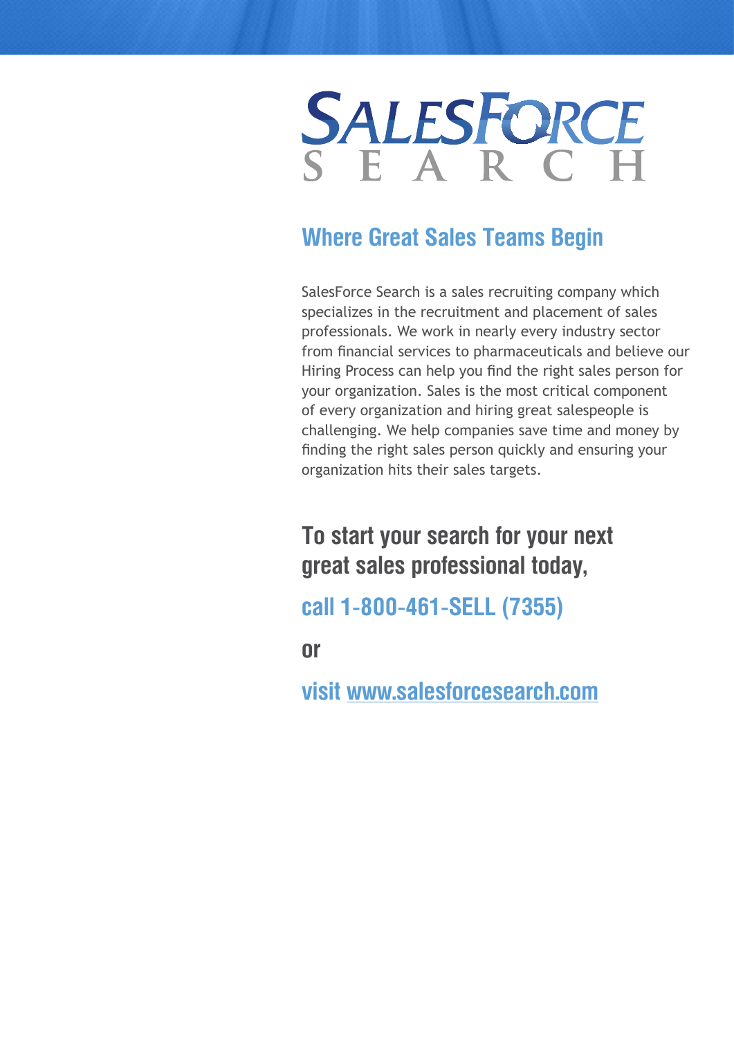# SALESFORCE SEARCH

## Where Great Sales Teams Begin

SalesForce Search is a sales recruiting company which specializes in the recruitment and placement of sales professionals. We work in nearly every industry sector from financial services to pharmaceuticals and believe our Hiring Process can help you find the right sales person for your organization. Sales is the most critical component of every organization and hiring great salespeople is challenging. We help companies save time and money by finding the right sales person quickly and ensuring your organization hits their sales targets.

**To start your search for your next great sales professional today,**

**call 1-800-461-SELL (7355)**

**or**

**visit www.salesforcesearch.com**